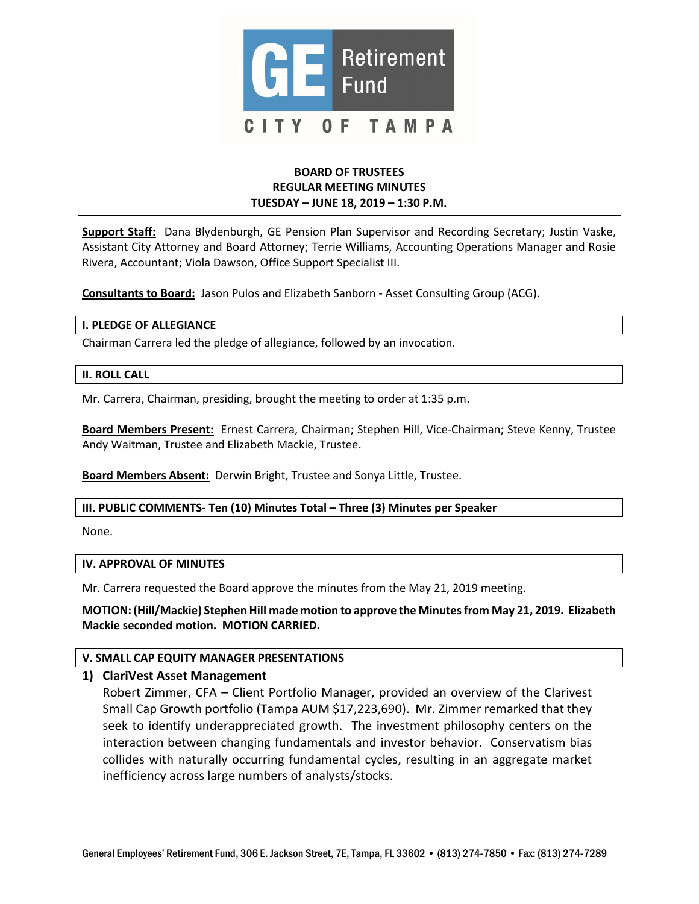GE Retirement Fund
CITY OF TAMPA

# BOARD OF TRUSTEES
## REGULAR MEETING MINUTES
## TUESDAY – JUNE 18, 2019 – 1:30 P.M.

**Support Staff:** Dana Blydenburgh, GE Pension Plan Supervisor and Recording Secretary; Justin Vaske, Assistant City Attorney and Board Attorney; Terrie Williams, Accounting Operations Manager and Rosie Rivera, Accountant; Viola Dawson, Office Support Specialist III.

**Consultants to Board:** Jason Pulos and Elizabeth Sanborn - Asset Consulting Group (ACG).

### I. PLEDGE OF ALLEGIANCE

Chairman Carrera led the pledge of allegiance, followed by an invocation.

### II. ROLL CALL

Mr. Carrera, Chairman, presiding, brought the meeting to order at 1:35 p.m.

**Board Members Present:** Ernest Carrera, Chairman; Stephen Hill, Vice-Chairman; Steve Kenny, Trustee Andy Waitman, Trustee and Elizabeth Mackie, Trustee.

**Board Members Absent:** Derwin Bright, Trustee and Sonya Little, Trustee.

### III. PUBLIC COMMENTS- Ten (10) Minutes Total – Three (3) Minutes per Speaker

None.

### IV. APPROVAL OF MINUTES

Mr. Carrera requested the Board approve the minutes from the May 21, 2019 meeting.

**MOTION: (Hill/Mackie) Stephen Hill made motion to approve the Minutes from May 21, 2019. Elizabeth Mackie seconded motion. MOTION CARRIED.**

### V. SMALL CAP EQUITY MANAGER PRESENTATIONS

1) **ClariVest Asset Management**
   Robert Zimmer, CFA – Client Portfolio Manager, provided an overview of the Clarivest Small Cap Growth portfolio (Tampa AUM $17,223,690). Mr. Zimmer remarked that they seek to identify underappreciated growth. The investment philosophy centers on the interaction between changing fundamentals and investor behavior. Conservatism bias collides with naturally occurring fundamental cycles, resulting in an aggregate market inefficiency across large numbers of analysts/stocks.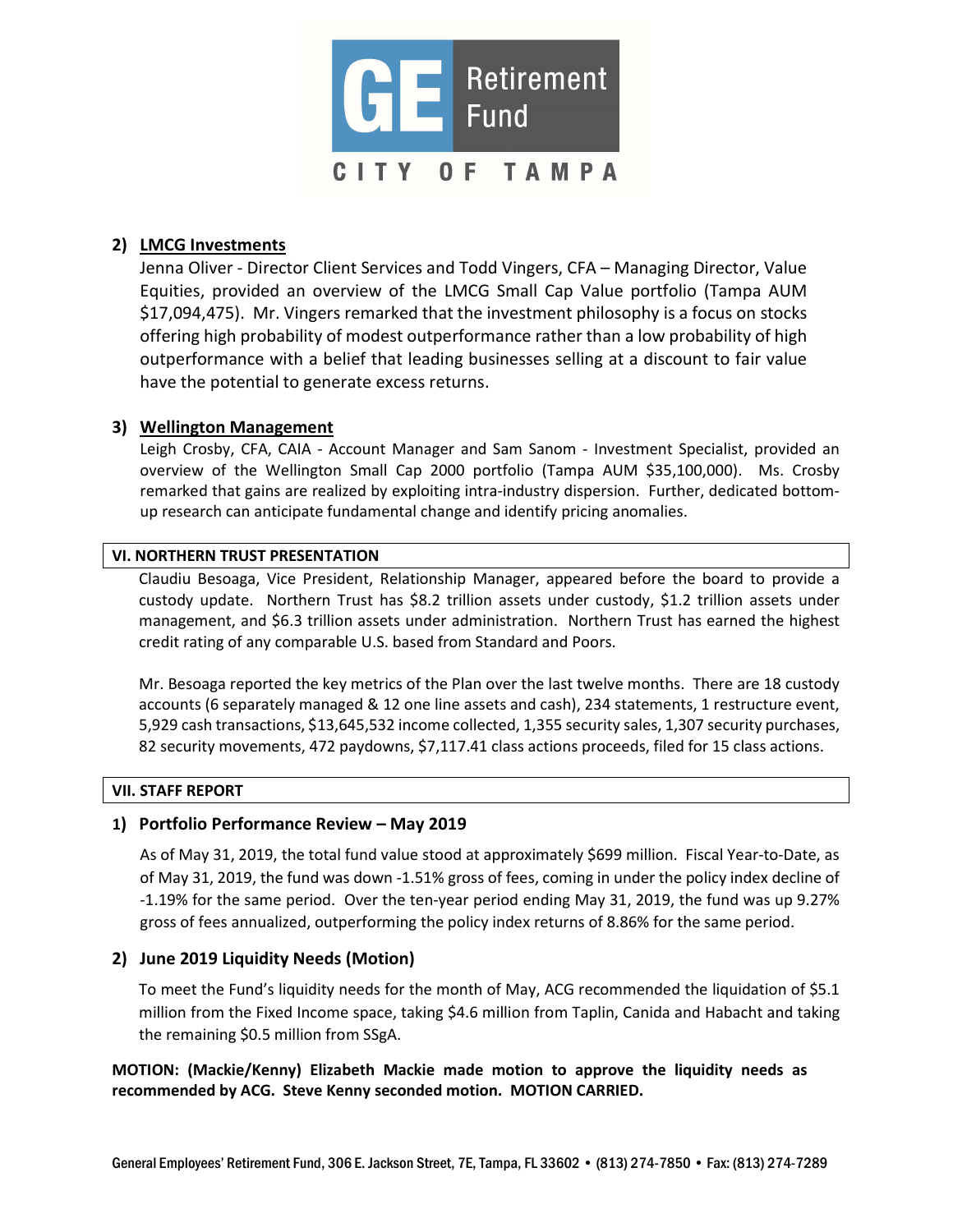### 2) LMCG Investments

Jenna Oliver - Director Client Services and Todd Vingers, CFA – Managing Director, Value Equities, provided an overview of the LMCG Small Cap Value portfolio (Tampa AUM $17,094,475). Mr. Vingers remarked that the investment philosophy is a focus on stocks offering high probability of modest outperformance rather than a low probability of high outperformance with a belief that leading businesses selling at a discount to fair value have the potential to generate excess returns.

### 3) Wellington Management

Leigh Crosby, CFA, CAIA - Account Manager and Sam Sanom - Investment Specialist, provided an overview of the Wellington Small Cap 2000 portfolio (Tampa AUM $35,100,000). Ms. Crosby remarked that gains are realized by exploiting intra-industry dispersion. Further, dedicated bottom-up research can anticipate fundamental change and identify pricing anomalies.

## VI. NORTHERN TRUST PRESENTATION

Claudiu Besoaga, Vice President, Relationship Manager, appeared before the board to provide a custody update. Northern Trust has $8.2 trillion assets under custody, $1.2 trillion assets under management, and $6.3 trillion assets under administration. Northern Trust has earned the highest credit rating of any comparable U.S. based from Standard and Poors.

Mr. Besoaga reported the key metrics of the Plan over the last twelve months. There are 18 custody accounts (6 separately managed & 12 one line assets and cash), 234 statements, 1 restructure event, 5,929 cash transactions, $13,645,532 income collected, 1,355 security sales, 1,307 security purchases, 82 security movements, 472 paydowns, $7,117.41 class actions proceeds, filed for 15 class actions.

## VII. STAFF REPORT

### 1) Portfolio Performance Review – May 2019

As of May 31, 2019, the total fund value stood at approximately $699 million. Fiscal Year-to-Date, as of May 31, 2019, the fund was down -1.51% gross of fees, coming in under the policy index decline of -1.19% for the same period. Over the ten-year period ending May 31, 2019, the fund was up 9.27% gross of fees annualized, outperforming the policy index returns of 8.86% for the same period.

### 2) June 2019 Liquidity Needs (Motion)

To meet the Fund's liquidity needs for the month of May, ACG recommended the liquidation of $5.1 million from the Fixed Income space, taking $4.6 million from Taplin, Canida and Habacht and taking the remaining $0.5 million from SSgA.

**MOTION: (Mackie/Kenny) Elizabeth Mackie made motion to approve the liquidity needs as recommended by ACG. Steve Kenny seconded motion. MOTION CARRIED.**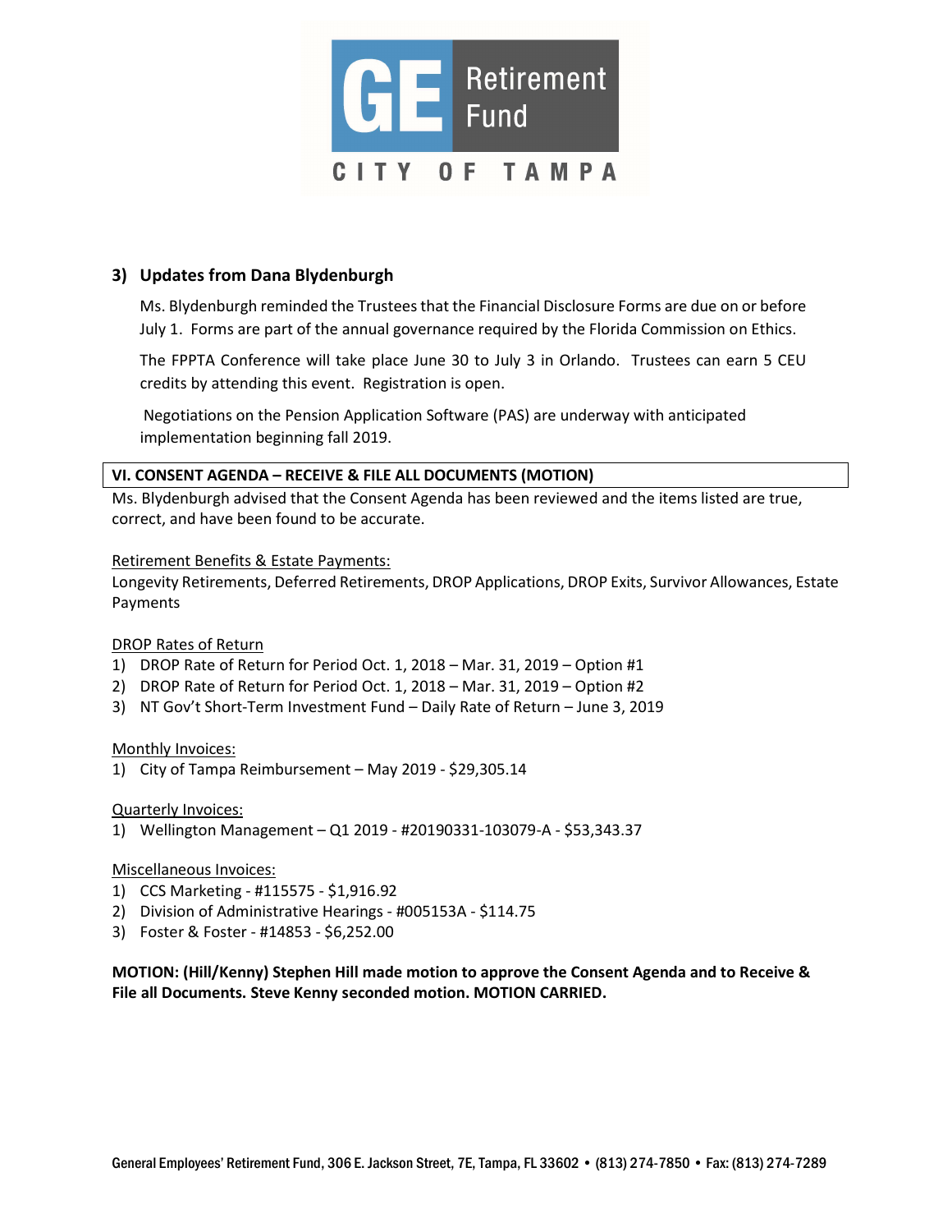### 3) Updates from Dana Blydenburgh

Ms. Blydenburgh reminded the Trustees that the Financial Disclosure Forms are due on or before July 1. Forms are part of the annual governance required by the Florida Commission on Ethics.

The FPPTA Conference will take place June 30 to July 3 in Orlando. Trustees can earn 5 CEU credits by attending this event. Registration is open.

Negotiations on the Pension Application Software (PAS) are underway with anticipated implementation beginning fall 2019.

## VI. CONSENT AGENDA – RECEIVE & FILE ALL DOCUMENTS (MOTION)

Ms. Blydenburgh advised that the Consent Agenda has been reviewed and the items listed are true, correct, and have been found to be accurate.

Retirement Benefits & Estate Payments:

Longevity Retirements, Deferred Retirements, DROP Applications, DROP Exits, Survivor Allowances, Estate Payments

DROP Rates of Return

1) DROP Rate of Return for Period Oct. 1, 2018 – Mar. 31, 2019 – Option #1
2) DROP Rate of Return for Period Oct. 1, 2018 – Mar. 31, 2019 – Option #2
3) NT Gov't Short-Term Investment Fund – Daily Rate of Return – June 3, 2019

Monthly Invoices:

1) City of Tampa Reimbursement – May 2019 - $29,305.14

Quarterly Invoices:

1) Wellington Management – Q1 2019 - #20190331-103079-A - $53,343.37

Miscellaneous Invoices:

1) CCS Marketing - #115575 - $1,916.92
2) Division of Administrative Hearings - #005153A - $114.75
3) Foster & Foster - #14853 - $6,252.00

**MOTION: (Hill/Kenny) Stephen Hill made motion to approve the Consent Agenda and to Receive & File all Documents. Steve Kenny seconded motion. MOTION CARRIED.**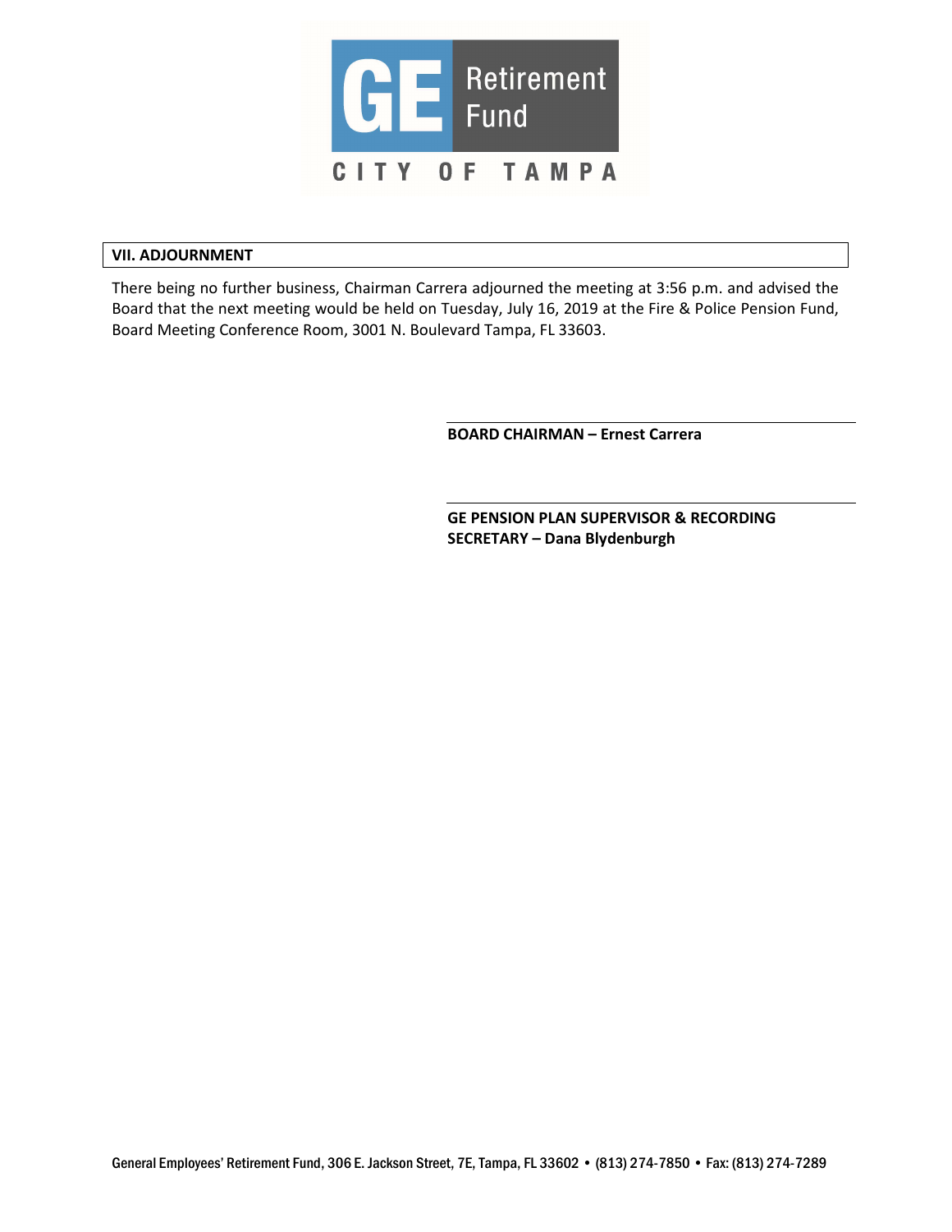## VII. ADJOURNMENT

There being no further business, Chairman Carrera adjourned the meeting at 3:56 p.m. and advised the Board that the next meeting would be held on Tuesday, July 16, 2019 at the Fire & Police Pension Fund, Board Meeting Conference Room, 3001 N. Boulevard Tampa, FL 33603.

**BOARD CHAIRMAN – Ernest Carrera**

**GE PENSION PLAN SUPERVISOR & RECORDING SECRETARY – Dana Blydenburgh**